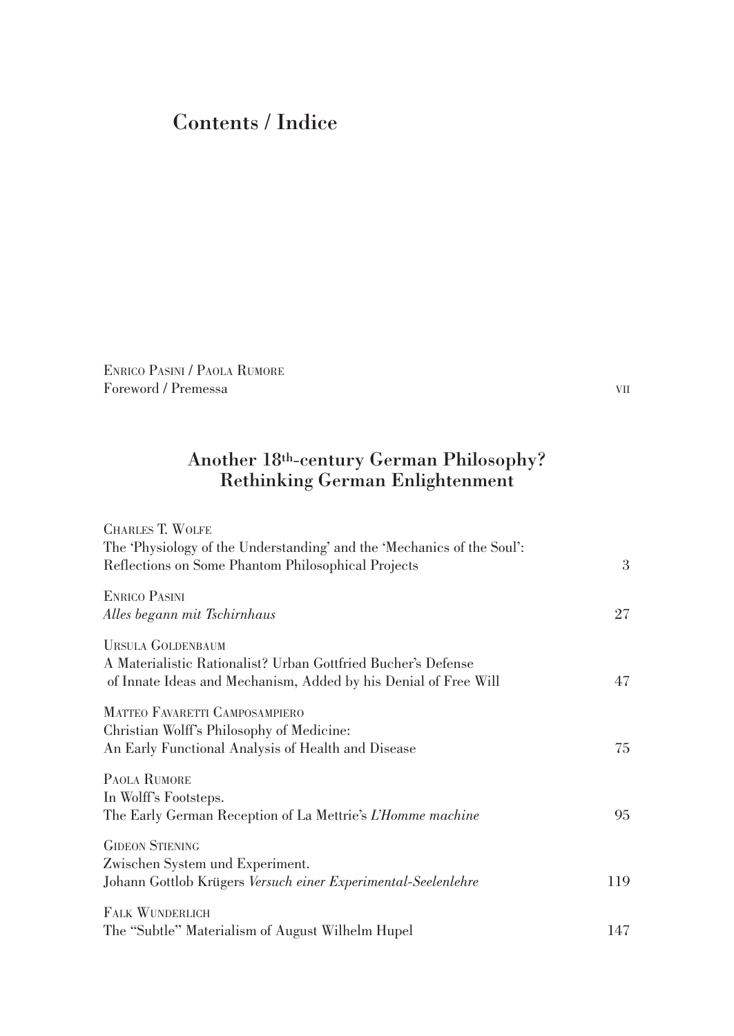# Contents / Indice

Enrico Pasini / Paola Rumore
Foreword / Premessa — VII

## Another 18th-century German Philosophy? Rethinking German Enlightenment

Charles T. Wolfe
The 'Physiology of the Understanding' and the 'Mechanics of the Soul': Reflections on Some Phantom Philosophical Projects — 3

Enrico Pasini
*Alles begann mit Tschirnhaus* — 27

Ursula Goldenbaum
A Materialistic Rationalist? Urban Gottfried Bucher's Defense of Innate Ideas and Mechanism, Added by his Denial of Free Will — 47

Matteo Favaretti Camposampiero
Christian Wolff's Philosophy of Medicine: An Early Functional Analysis of Health and Disease — 75

Paola Rumore
In Wolff's Footsteps. The Early German Reception of La Mettrie's *L'Homme machine* — 95

Gideon Stiening
Zwischen System und Experiment. Johann Gottlob Krügers *Versuch einer Experimental-Seelenlehre* — 119

Falk Wunderlich
The "Subtle" Materialism of August Wilhelm Hupel — 147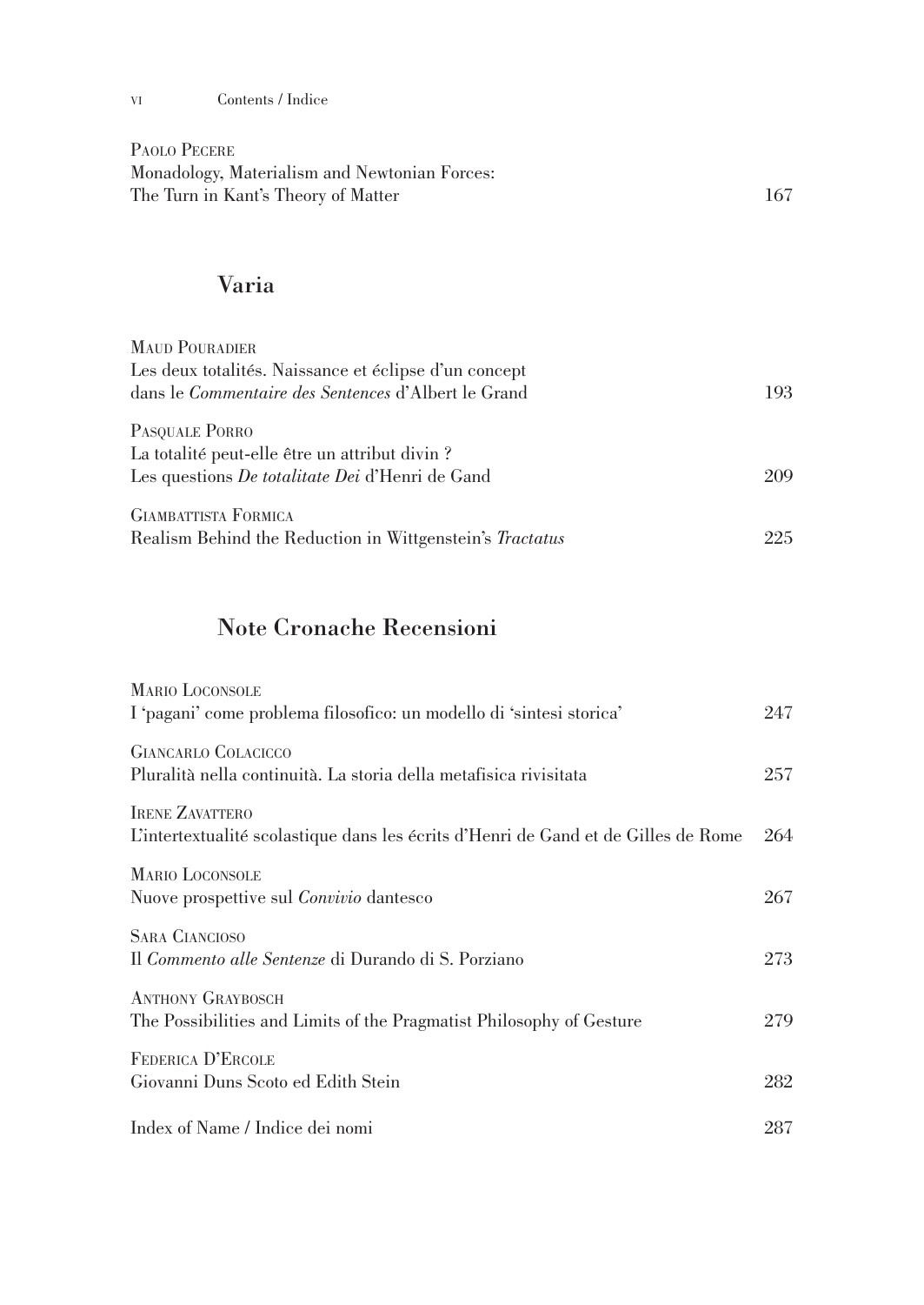Paolo Pecere
Monadology, Materialism and Newtonian Forces:
The Turn in Kant's Theory of Matter 167

## Varia

Maud Pouradier
Les deux totalités. Naissance et éclipse d'un concept
dans le *Commentaire des Sentences* d'Albert le Grand 193

Pasquale Porro
La totalité peut-elle être un attribut divin ?
Les questions *De totalitate Dei* d'Henri de Gand 209

Giambattista Formica
Realism Behind the Reduction in Wittgenstein's *Tractatus* 225

## Note Cronache Recensioni

Mario Loconsole
I 'pagani' come problema filosofico: un modello di 'sintesi storica' 247

Giancarlo Colacicco
Pluralità nella continuità. La storia della metafisica rivisitata 257

Irene Zavattero
L'intertextualité scolastique dans les écrits d'Henri de Gand et de Gilles de Rome 264

Mario Loconsole
Nuove prospettive sul *Convivio* dantesco 267

Sara Ciancioso
Il *Commento alle Sentenze* di Durando di S. Porziano 273

Anthony Graybosch
The Possibilities and Limits of the Pragmatist Philosophy of Gesture 279

Federica D'Ercole
Giovanni Duns Scoto ed Edith Stein 282

Index of Name / Indice dei nomi 287